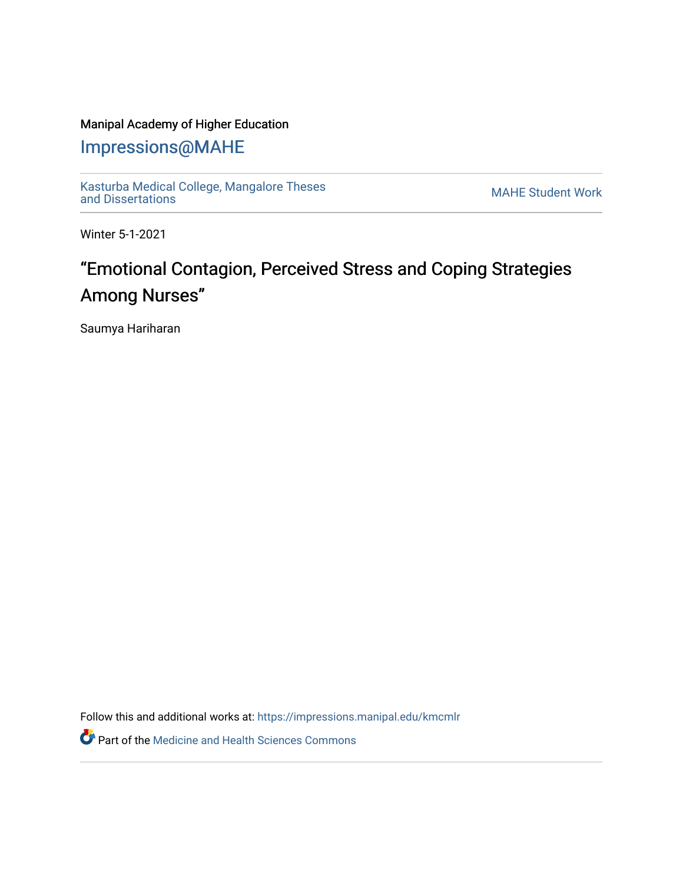Manipal Academy of Higher Education

# Impressions@MAHE

Kasturba Medical College, Mangalore Theses and Dissertations

MAHE Student Work

Winter 5-1-2021

## “Emotional Contagion, Perceived Stress and Coping Strategies Among Nurses”

Saumya Hariharan

Follow this and additional works at: https://impressions.manipal.edu/kmcmlr

Part of the Medicine and Health Sciences Commons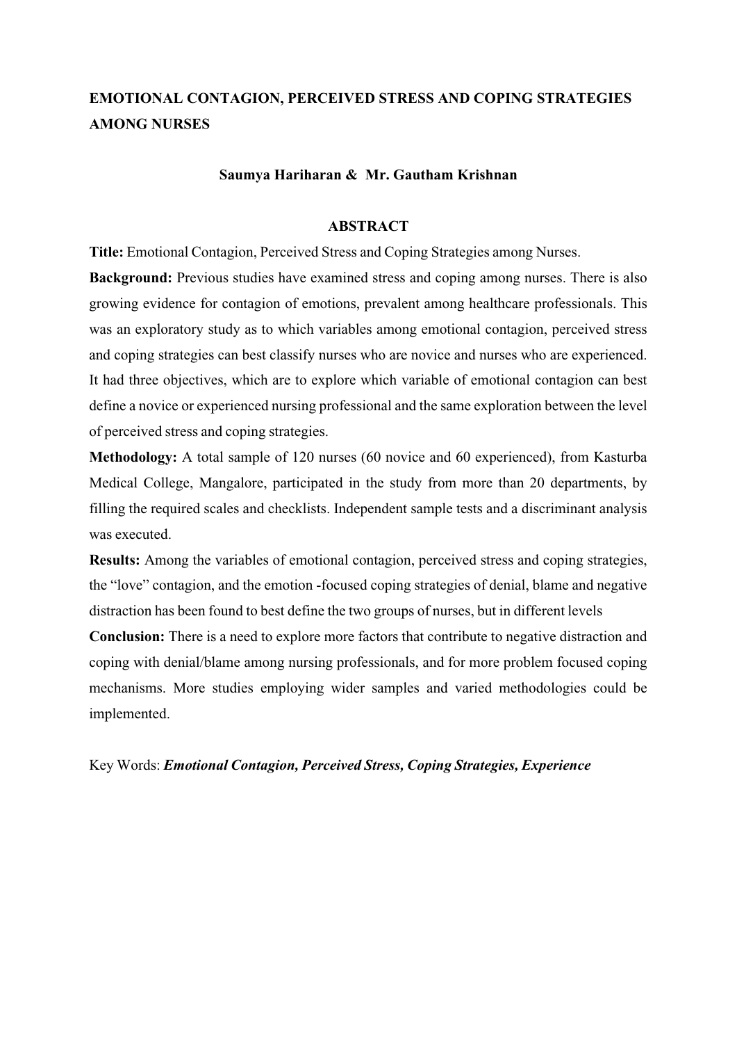# EMOTIONAL CONTAGION, PERCEIVED STRESS AND COPING STRATEGIES AMONG NURSES

**Saumya Hariharan & Mr. Gautham Krishnan**

## ABSTRACT

**Title:** Emotional Contagion, Perceived Stress and Coping Strategies among Nurses.

**Background:** Previous studies have examined stress and coping among nurses. There is also growing evidence for contagion of emotions, prevalent among healthcare professionals. This was an exploratory study as to which variables among emotional contagion, perceived stress and coping strategies can best classify nurses who are novice and nurses who are experienced. It had three objectives, which are to explore which variable of emotional contagion can best define a novice or experienced nursing professional and the same exploration between the level of perceived stress and coping strategies.

**Methodology:** A total sample of 120 nurses (60 novice and 60 experienced), from Kasturba Medical College, Mangalore, participated in the study from more than 20 departments, by filling the required scales and checklists. Independent sample tests and a discriminant analysis was executed.

**Results:** Among the variables of emotional contagion, perceived stress and coping strategies, the "love" contagion, and the emotion -focused coping strategies of denial, blame and negative distraction has been found to best define the two groups of nurses, but in different levels

**Conclusion:** There is a need to explore more factors that contribute to negative distraction and coping with denial/blame among nursing professionals, and for more problem focused coping mechanisms. More studies employing wider samples and varied methodologies could be implemented.

Key Words: ***Emotional Contagion, Perceived Stress, Coping Strategies, Experience***